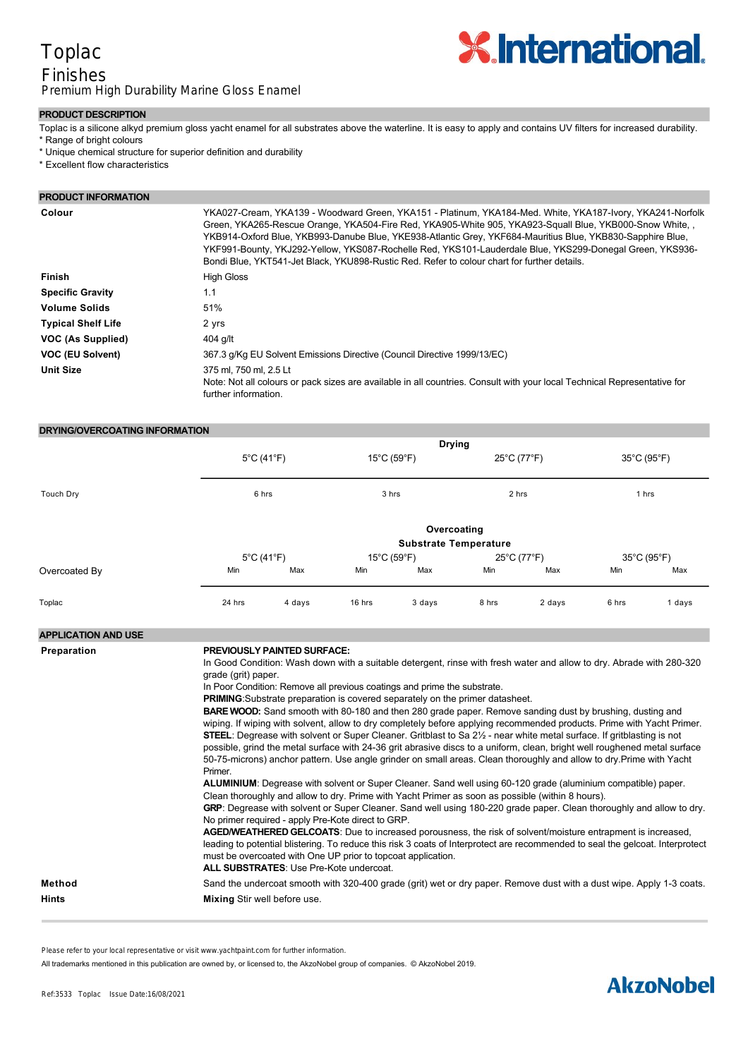# Toplac

## Finishes

Premium High Durability Marine Gloss Enamel

### PRODUCT DESCRIPTION

Toplac is a silicone alkyd premium gloss yacht enamel for all substrates above the waterline. It is easy to apply and contains UV filters for increased durability.
* Range of bright colours
* Unique chemical structure for superior definition and durability
* Excellent flow characteristics

### PRODUCT INFORMATION

| | |
|---|---|
| **Colour** | YKA027-Cream, YKA139 - Woodward Green, YKA151 - Platinum, YKA184-Med. White, YKA187-Ivory, YKA241-Norfolk Green, YKA265-Rescue Orange, YKA504-Fire Red, YKA905-White 905, YKA923-Squall Blue, YKB000-Snow White, , YKB914-Oxford Blue, YKB993-Danube Blue, YKE938-Atlantic Grey, YKF684-Mauritius Blue, YKB830-Sapphire Blue, YKF991-Bounty, YKJ292-Yellow, YKS087-Rochelle Red, YKS101-Lauderdale Blue, YKS299-Donegal Green, YKS936-Bondi Blue, YKT541-Jet Black, YKU898-Rustic Red. Refer to colour chart for further details. |
| **Finish** | High Gloss |
| **Specific Gravity** | 1.1 |
| **Volume Solids** | 51% |
| **Typical Shelf Life** | 2 yrs |
| **VOC (As Supplied)** | 404 g/lt |
| **VOC (EU Solvent)** | 367.3 g/Kg EU Solvent Emissions Directive (Council Directive 1999/13/EC) |
| **Unit Size** | 375 ml, 750 ml, 2.5 Lt<br>Note: Not all colours or pack sizes are available in all countries. Consult with your local Technical Representative for further information. |

### DRYING/OVERCOATING INFORMATION

**Drying**

| | 5°C (41°F) | 15°C (59°F) | 25°C (77°F) | 35°C (95°F) |
|---|---|---|---|---|
| Touch Dry | 6 hrs | 3 hrs | 2 hrs | 1 hrs |

**Overcoating**
**Substrate Temperature**

| Overcoated By | 5°C (41°F) Min | 5°C (41°F) Max | 15°C (59°F) Min | 15°C (59°F) Max | 25°C (77°F) Min | 25°C (77°F) Max | 35°C (95°F) Min | 35°C (95°F) Max |
|---|---|---|---|---|---|---|---|---|
| Toplac | 24 hrs | 4 days | 16 hrs | 3 days | 8 hrs | 2 days | 6 hrs | 1 days |

### APPLICATION AND USE

**Preparation**

**PREVIOUSLY PAINTED SURFACE:**
In Good Condition: Wash down with a suitable detergent, rinse with fresh water and allow to dry. Abrade with 280-320 grade (grit) paper.
In Poor Condition: Remove all previous coatings and prime the substrate.
**PRIMING**:Substrate preparation is covered separately on the primer datasheet.
**BARE WOOD:** Sand smooth with 80-180 and then 280 grade paper. Remove sanding dust by brushing, dusting and wiping. If wiping with solvent, allow to dry completely before applying recommended products. Prime with Yacht Primer.
**STEEL**: Degrease with solvent or Super Cleaner. Gritblast to Sa 2½ - near white metal surface. If gritblasting is not possible, grind the metal surface with 24-36 grit abrasive discs to a uniform, clean, bright well roughened metal surface 50-75-microns) anchor pattern. Use angle grinder on small areas. Clean thoroughly and allow to dry.Prime with Yacht Primer.
**ALUMINIUM**: Degrease with solvent or Super Cleaner. Sand well using 60-120 grade (aluminium compatible) paper. Clean thoroughly and allow to dry. Prime with Yacht Primer as soon as possible (within 8 hours).
**GRP**: Degrease with solvent or Super Cleaner. Sand well using 180-220 grade paper. Clean thoroughly and allow to dry. No primer required - apply Pre-Kote direct to GRP.
**AGED/WEATHERED GELCOATS**: Due to increased porousness, the risk of solvent/moisture entrapment is increased, leading to potential blistering. To reduce this risk 3 coats of Interprotect are recommended to seal the gelcoat. Interprotect must be overcoated with One UP prior to topcoat application.
**ALL SUBSTRATES**: Use Pre-Kote undercoat.

**Method**

Sand the undercoat smooth with 320-400 grade (grit) wet or dry paper. Remove dust with a dust wipe. Apply 1-3 coats.

**Hints**

**Mixing** Stir well before use.

Please refer to your local representative or visit www.yachtpaint.com for further information.

All trademarks mentioned in this publication are owned by, or licensed to, the AkzoNobel group of companies. © AkzoNobel 2019.

Ref:3533 Toplac Issue Date:16/08/2021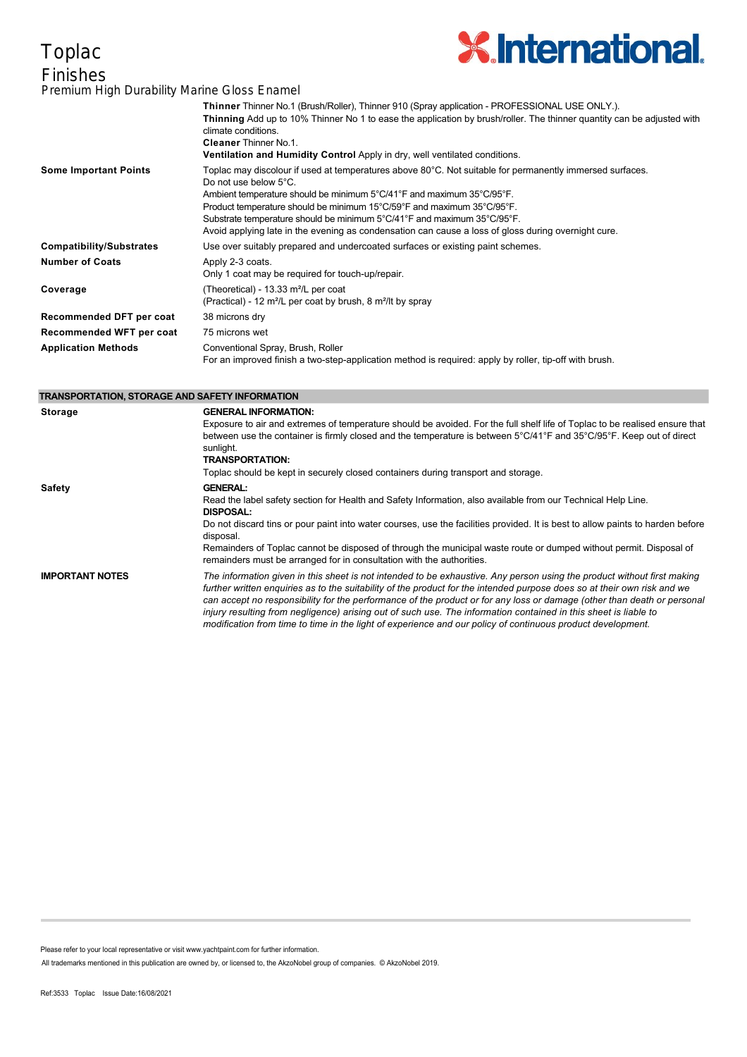# Toplac

## Finishes

Premium High Durability Marine Gloss Enamel

| | |
|---|---|
| | **Thinner** Thinner No.1 (Brush/Roller), Thinner 910 (Spray application - PROFESSIONAL USE ONLY.).<br>**Thinning** Add up to 10% Thinner No 1 to ease the application by brush/roller. The thinner quantity can be adjusted with climate conditions.<br>**Cleaner** Thinner No.1.<br>**Ventilation and Humidity Control** Apply in dry, well ventilated conditions. |
| **Some Important Points** | Toplac may discolour if used at temperatures above 80°C. Not suitable for permanently immersed surfaces.<br>Do not use below 5°C.<br>Ambient temperature should be minimum 5°C/41°F and maximum 35°C/95°F.<br>Product temperature should be minimum 15°C/59°F and maximum 35°C/95°F.<br>Substrate temperature should be minimum 5°C/41°F and maximum 35°C/95°F.<br>Avoid applying late in the evening as condensation can cause a loss of gloss during overnight cure. |
| **Compatibility/Substrates** | Use over suitably prepared and undercoated surfaces or existing paint schemes. |
| **Number of Coats** | Apply 2-3 coats.<br>Only 1 coat may be required for touch-up/repair. |
| **Coverage** | (Theoretical) - 13.33 m²/L per coat<br>(Practical) - 12 m²/L per coat by brush, 8 m²/lt by spray |
| **Recommended DFT per coat** | 38 microns dry |
| **Recommended WFT per coat** | 75 microns wet |
| **Application Methods** | Conventional Spray, Brush, Roller<br>For an improved finish a two-step-application method is required: apply by roller, tip-off with brush. |

## TRANSPORTATION, STORAGE AND SAFETY INFORMATION

| | |
|---|---|
| **Storage** | **GENERAL INFORMATION:**<br>Exposure to air and extremes of temperature should be avoided. For the full shelf life of Toplac to be realised ensure that between use the container is firmly closed and the temperature is between 5°C/41°F and 35°C/95°F. Keep out of direct sunlight.<br>**TRANSPORTATION:**<br>Toplac should be kept in securely closed containers during transport and storage. |
| **Safety** | **GENERAL:**<br>Read the label safety section for Health and Safety Information, also available from our Technical Help Line.<br>**DISPOSAL:**<br>Do not discard tins or pour paint into water courses, use the facilities provided. It is best to allow paints to harden before disposal.<br>Remainders of Toplac cannot be disposed of through the municipal waste route or dumped without permit. Disposal of remainders must be arranged for in consultation with the authorities. |
| **IMPORTANT NOTES** | *The information given in this sheet is not intended to be exhaustive. Any person using the product without first making further written enquiries as to the suitability of the product for the intended purpose does so at their own risk and we can accept no responsibility for the performance of the product or for any loss or damage (other than death or personal injury resulting from negligence) arising out of such use. The information contained in this sheet is liable to modification from time to time in the light of experience and our policy of continuous product development.* |

Please refer to your local representative or visit www.yachtpaint.com for further information.

All trademarks mentioned in this publication are owned by, or licensed to, the AkzoNobel group of companies. © AkzoNobel 2019.

Ref:3533 Toplac Issue Date:16/08/2021